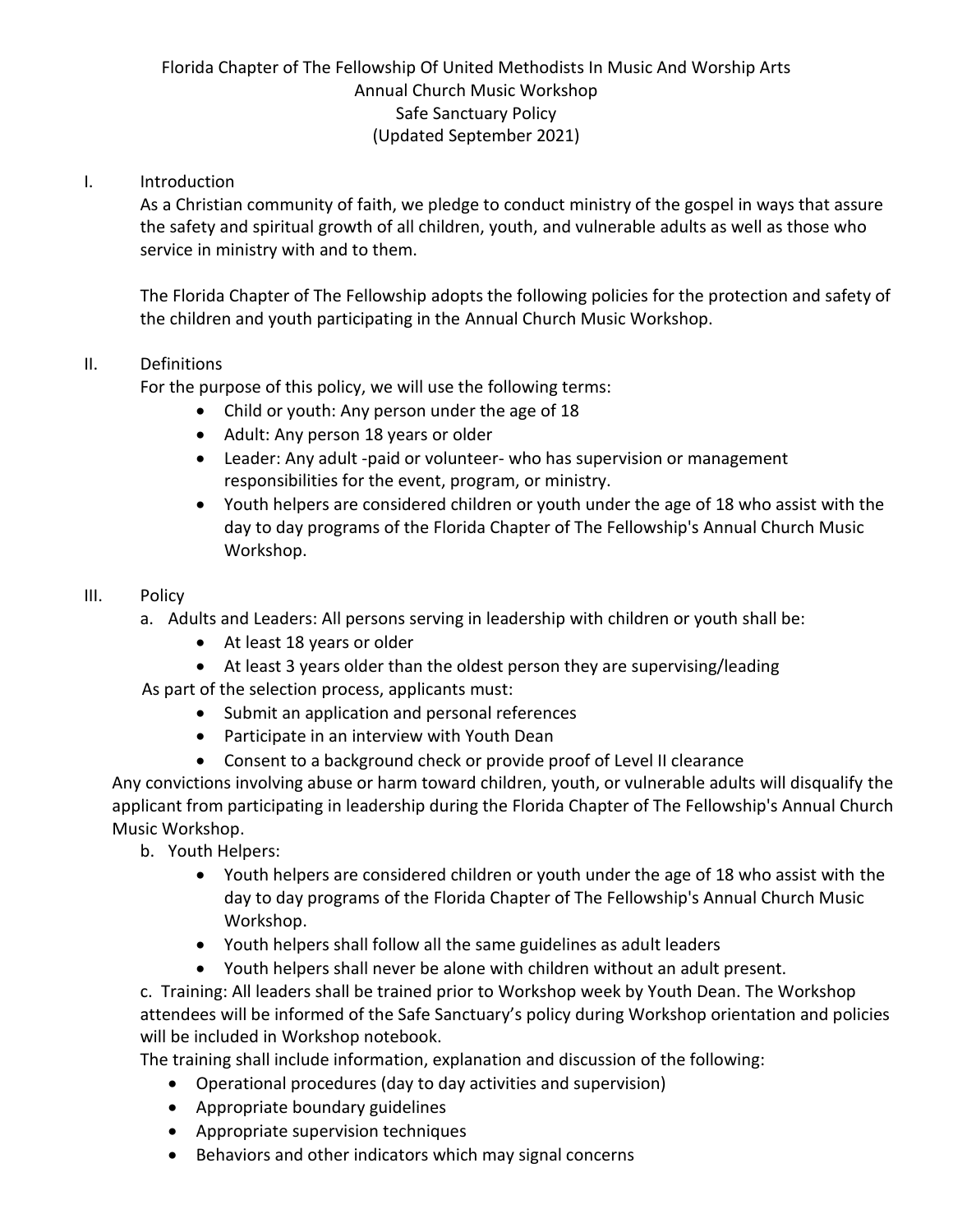Florida Chapter of The Fellowship Of United Methodists In Music And Worship Arts
Annual Church Music Workshop
Safe Sanctuary Policy
(Updated September 2021)

## I. Introduction

As a Christian community of faith, we pledge to conduct ministry of the gospel in ways that assure the safety and spiritual growth of all children, youth, and vulnerable adults as well as those who service in ministry with and to them.

The Florida Chapter of The Fellowship adopts the following policies for the protection and safety of the children and youth participating in the Annual Church Music Workshop.

## II. Definitions

For the purpose of this policy, we will use the following terms:

- Child or youth: Any person under the age of 18
- Adult: Any person 18 years or older
- Leader: Any adult -paid or volunteer- who has supervision or management responsibilities for the event, program, or ministry.
- Youth helpers are considered children or youth under the age of 18 who assist with the day to day programs of the Florida Chapter of The Fellowship's Annual Church Music Workshop.

## III. Policy

a. Adults and Leaders: All persons serving in leadership with children or youth shall be:

- At least 18 years or older
- At least 3 years older than the oldest person they are supervising/leading

As part of the selection process, applicants must:

- Submit an application and personal references
- Participate in an interview with Youth Dean
- Consent to a background check or provide proof of Level II clearance

Any convictions involving abuse or harm toward children, youth, or vulnerable adults will disqualify the applicant from participating in leadership during the Florida Chapter of The Fellowship's Annual Church Music Workshop.

b. Youth Helpers:

- Youth helpers are considered children or youth under the age of 18 who assist with the day to day programs of the Florida Chapter of The Fellowship's Annual Church Music Workshop.
- Youth helpers shall follow all the same guidelines as adult leaders
- Youth helpers shall never be alone with children without an adult present.

c. Training: All leaders shall be trained prior to Workshop week by Youth Dean. The Workshop attendees will be informed of the Safe Sanctuary's policy during Workshop orientation and policies will be included in Workshop notebook.

The training shall include information, explanation and discussion of the following:

- Operational procedures (day to day activities and supervision)
- Appropriate boundary guidelines
- Appropriate supervision techniques
- Behaviors and other indicators which may signal concerns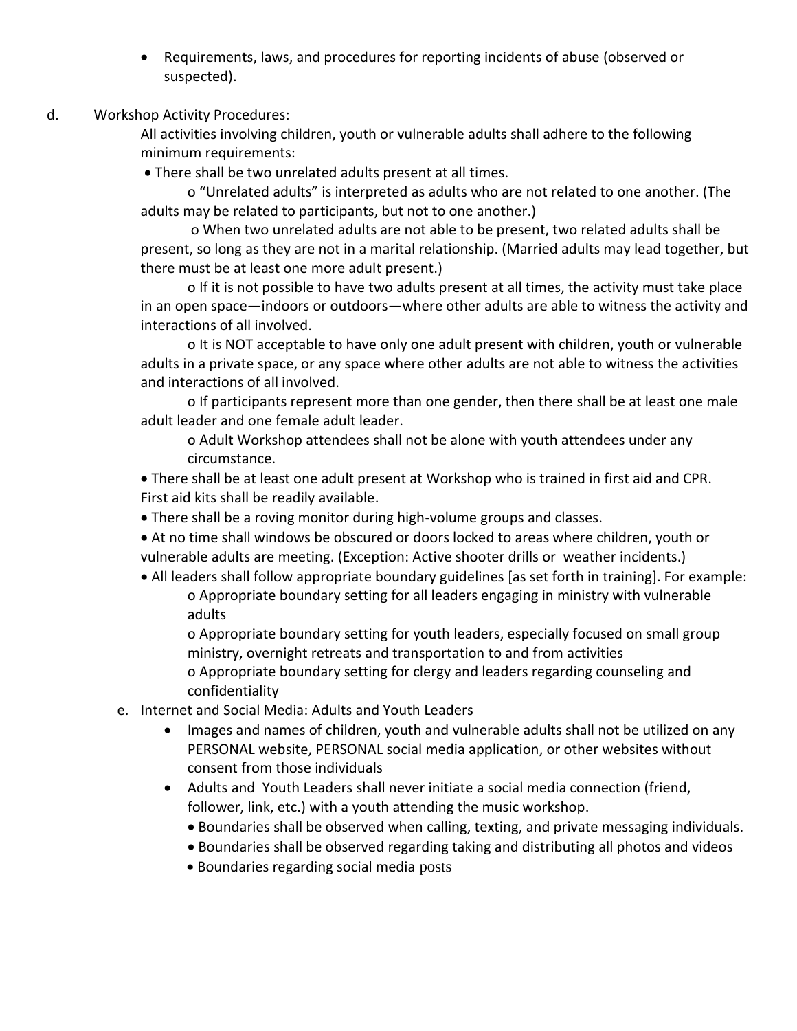- Requirements, laws, and procedures for reporting incidents of abuse (observed or suspected).

d. Workshop Activity Procedures:

All activities involving children, youth or vulnerable adults shall adhere to the following minimum requirements:

- There shall be two unrelated adults present at all times.
  - "Unrelated adults" is interpreted as adults who are not related to one another. (The adults may be related to participants, but not to one another.)
  - When two unrelated adults are not able to be present, two related adults shall be present, so long as they are not in a marital relationship. (Married adults may lead together, but there must be at least one more adult present.)
  - If it is not possible to have two adults present at all times, the activity must take place in an open space—indoors or outdoors—where other adults are able to witness the activity and interactions of all involved.
  - It is NOT acceptable to have only one adult present with children, youth or vulnerable adults in a private space, or any space where other adults are not able to witness the activities and interactions of all involved.
  - If participants represent more than one gender, then there shall be at least one male adult leader and one female adult leader.
  - Adult Workshop attendees shall not be alone with youth attendees under any circumstance.
- There shall be at least one adult present at Workshop who is trained in first aid and CPR. First aid kits shall be readily available.
- There shall be a roving monitor during high-volume groups and classes.
- At no time shall windows be obscured or doors locked to areas where children, youth or vulnerable adults are meeting. (Exception: Active shooter drills or weather incidents.)
- All leaders shall follow appropriate boundary guidelines [as set forth in training]. For example:
  - Appropriate boundary setting for all leaders engaging in ministry with vulnerable adults
  - Appropriate boundary setting for youth leaders, especially focused on small group ministry, overnight retreats and transportation to and from activities
  - Appropriate boundary setting for clergy and leaders regarding counseling and confidentiality

e. Internet and Social Media: Adults and Youth Leaders

- Images and names of children, youth and vulnerable adults shall not be utilized on any PERSONAL website, PERSONAL social media application, or other websites without consent from those individuals
- Adults and Youth Leaders shall never initiate a social media connection (friend, follower, link, etc.) with a youth attending the music workshop.
  - Boundaries shall be observed when calling, texting, and private messaging individuals.
  - Boundaries shall be observed regarding taking and distributing all photos and videos
  - Boundaries regarding social media posts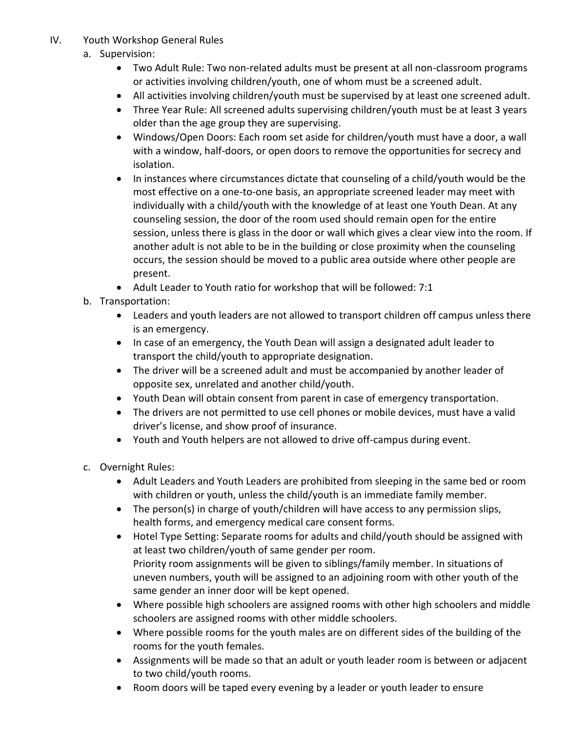IV. Youth Workshop General Rules

a. Supervision:

- Two Adult Rule: Two non-related adults must be present at all non-classroom programs or activities involving children/youth, one of whom must be a screened adult.
- All activities involving children/youth must be supervised by at least one screened adult.
- Three Year Rule: All screened adults supervising children/youth must be at least 3 years older than the age group they are supervising.
- Windows/Open Doors: Each room set aside for children/youth must have a door, a wall with a window, half-doors, or open doors to remove the opportunities for secrecy and isolation.
- In instances where circumstances dictate that counseling of a child/youth would be the most effective on a one-to-one basis, an appropriate screened leader may meet with individually with a child/youth with the knowledge of at least one Youth Dean. At any counseling session, the door of the room used should remain open for the entire session, unless there is glass in the door or wall which gives a clear view into the room. If another adult is not able to be in the building or close proximity when the counseling occurs, the session should be moved to a public area outside where other people are present.
- Adult Leader to Youth ratio for workshop that will be followed: 7:1

b. Transportation:

- Leaders and youth leaders are not allowed to transport children off campus unless there is an emergency.
- In case of an emergency, the Youth Dean will assign a designated adult leader to transport the child/youth to appropriate designation.
- The driver will be a screened adult and must be accompanied by another leader of opposite sex, unrelated and another child/youth.
- Youth Dean will obtain consent from parent in case of emergency transportation.
- The drivers are not permitted to use cell phones or mobile devices, must have a valid driver's license, and show proof of insurance.
- Youth and Youth helpers are not allowed to drive off-campus during event.

c. Overnight Rules:

- Adult Leaders and Youth Leaders are prohibited from sleeping in the same bed or room with children or youth, unless the child/youth is an immediate family member.
- The person(s) in charge of youth/children will have access to any permission slips, health forms, and emergency medical care consent forms.
- Hotel Type Setting: Separate rooms for adults and child/youth should be assigned with at least two children/youth of same gender per room.
  Priority room assignments will be given to siblings/family member. In situations of uneven numbers, youth will be assigned to an adjoining room with other youth of the same gender an inner door will be kept opened.
- Where possible high schoolers are assigned rooms with other high schoolers and middle schoolers are assigned rooms with other middle schoolers.
- Where possible rooms for the youth males are on different sides of the building of the rooms for the youth females.
- Assignments will be made so that an adult or youth leader room is between or adjacent to two child/youth rooms.
- Room doors will be taped every evening by a leader or youth leader to ensure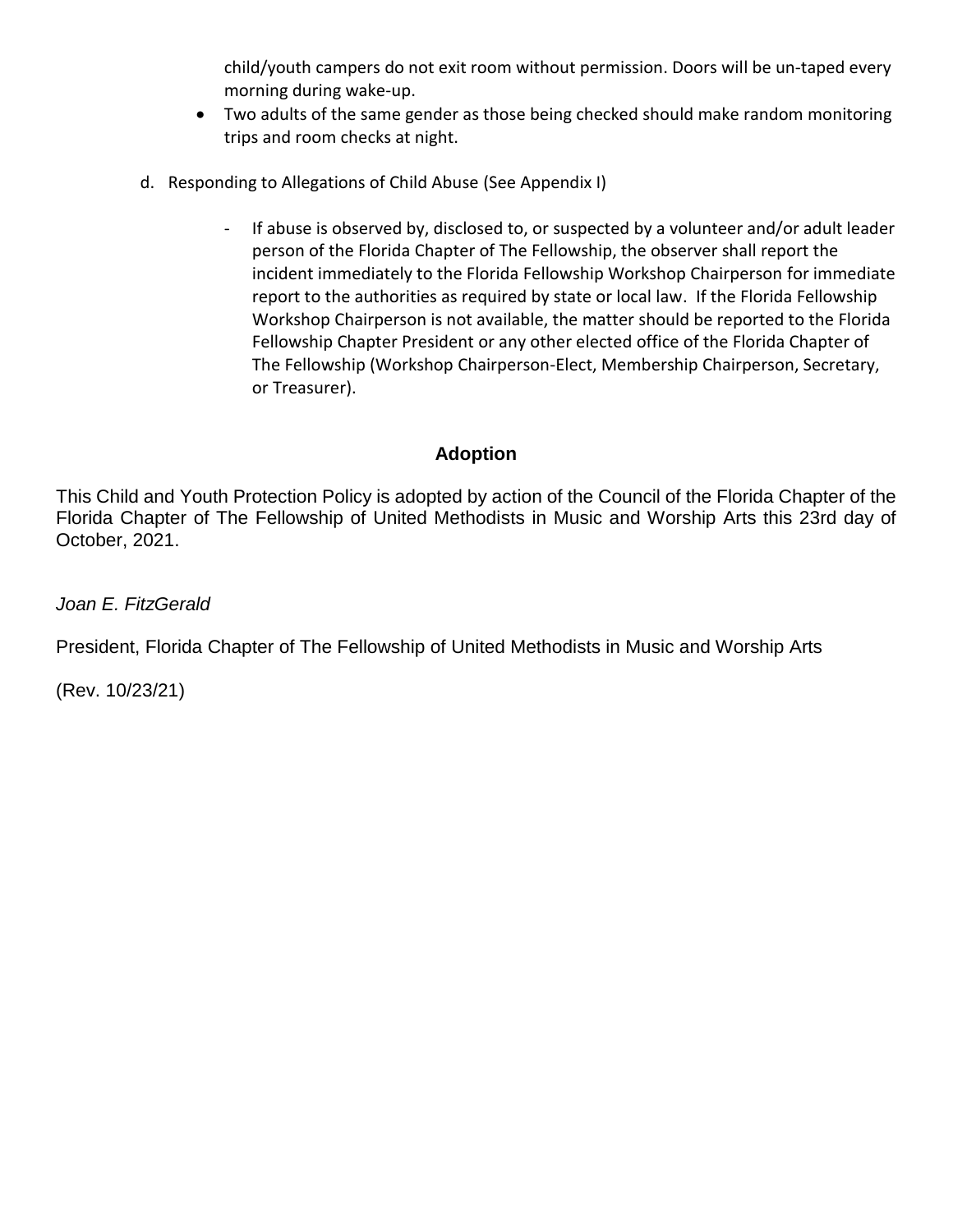child/youth campers do not exit room without permission. Doors will be un-taped every morning during wake-up.

- Two adults of the same gender as those being checked should make random monitoring trips and room checks at night.

d. Responding to Allegations of Child Abuse (See Appendix I)

- If abuse is observed by, disclosed to, or suspected by a volunteer and/or adult leader person of the Florida Chapter of The Fellowship, the observer shall report the incident immediately to the Florida Fellowship Workshop Chairperson for immediate report to the authorities as required by state or local law. If the Florida Fellowship Workshop Chairperson is not available, the matter should be reported to the Florida Fellowship Chapter President or any other elected office of the Florida Chapter of The Fellowship (Workshop Chairperson-Elect, Membership Chairperson, Secretary, or Treasurer).

## Adoption

This Child and Youth Protection Policy is adopted by action of the Council of the Florida Chapter of the Florida Chapter of The Fellowship of United Methodists in Music and Worship Arts this 23rd day of October, 2021.

*Joan E. FitzGerald*

President, Florida Chapter of The Fellowship of United Methodists in Music and Worship Arts

(Rev. 10/23/21)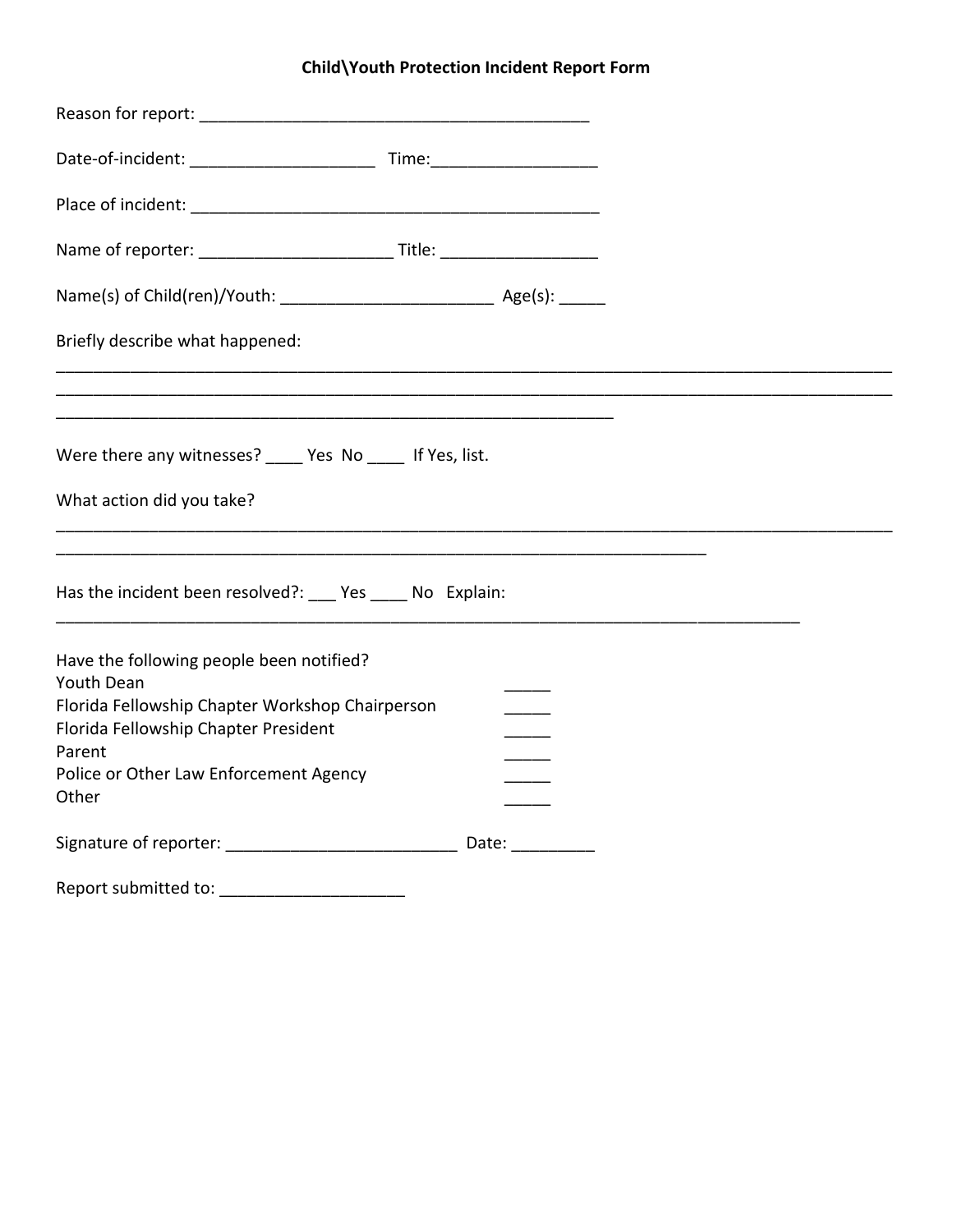# Child\Youth Protection Incident Report Form

Reason for report: ___________________________________________

Date-of-incident: ____________________ Time:__________________

Place of incident: _____________________________________________

Name of reporter: _____________________ Title: _________________

Name(s) of Child(ren)/Youth: _______________________ Age(s): _____

Briefly describe what happened:

_____________________________________________________________________________________________

_____________________________________________________________________________________________

_____________________________________________________________

Were there any witnesses? ____ Yes No ____ If Yes, list.

What action did you take?

_____________________________________________________________________________________________

________________________________________________________________________

Has the incident been resolved?: ___ Yes ____ No Explain:

__________________________________________________________________________________

Have the following people been notified?

Youth Dean _____

Florida Fellowship Chapter Workshop Chairperson _____

Florida Fellowship Chapter President _____

Parent _____

Police or Other Law Enforcement Agency _____

Other _____

Signature of reporter: _________________________ Date: _________

Report submitted to: ____________________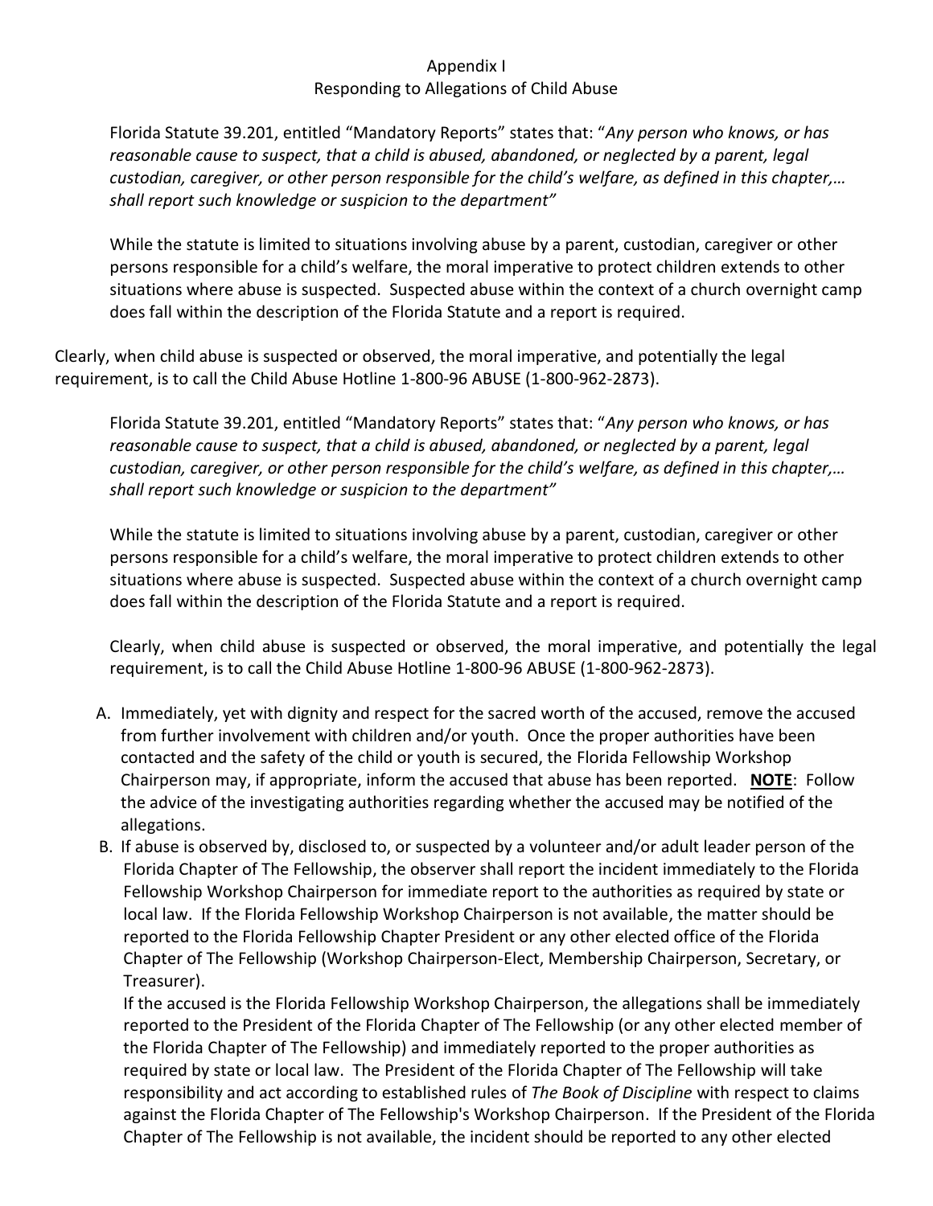Appendix I

Responding to Allegations of Child Abuse

Florida Statute 39.201, entitled "Mandatory Reports" states that: "*Any person who knows, or has reasonable cause to suspect, that a child is abused, abandoned, or neglected by a parent, legal custodian, caregiver, or other person responsible for the child's welfare, as defined in this chapter,… shall report such knowledge or suspicion to the department"*

While the statute is limited to situations involving abuse by a parent, custodian, caregiver or other persons responsible for a child's welfare, the moral imperative to protect children extends to other situations where abuse is suspected. Suspected abuse within the context of a church overnight camp does fall within the description of the Florida Statute and a report is required.

Clearly, when child abuse is suspected or observed, the moral imperative, and potentially the legal requirement, is to call the Child Abuse Hotline 1-800-96 ABUSE (1-800-962-2873).

Florida Statute 39.201, entitled "Mandatory Reports" states that: "*Any person who knows, or has reasonable cause to suspect, that a child is abused, abandoned, or neglected by a parent, legal custodian, caregiver, or other person responsible for the child's welfare, as defined in this chapter,… shall report such knowledge or suspicion to the department"*

While the statute is limited to situations involving abuse by a parent, custodian, caregiver or other persons responsible for a child's welfare, the moral imperative to protect children extends to other situations where abuse is suspected. Suspected abuse within the context of a church overnight camp does fall within the description of the Florida Statute and a report is required.

Clearly, when child abuse is suspected or observed, the moral imperative, and potentially the legal requirement, is to call the Child Abuse Hotline 1-800-96 ABUSE (1-800-962-2873).

A. Immediately, yet with dignity and respect for the sacred worth of the accused, remove the accused from further involvement with children and/or youth. Once the proper authorities have been contacted and the safety of the child or youth is secured, the Florida Fellowship Workshop Chairperson may, if appropriate, inform the accused that abuse has been reported. **NOTE**: Follow the advice of the investigating authorities regarding whether the accused may be notified of the allegations.
B. If abuse is observed by, disclosed to, or suspected by a volunteer and/or adult leader person of the Florida Chapter of The Fellowship, the observer shall report the incident immediately to the Florida Fellowship Workshop Chairperson for immediate report to the authorities as required by state or local law. If the Florida Fellowship Workshop Chairperson is not available, the matter should be reported to the Florida Fellowship Chapter President or any other elected office of the Florida Chapter of The Fellowship (Workshop Chairperson-Elect, Membership Chairperson, Secretary, or Treasurer).

   If the accused is the Florida Fellowship Workshop Chairperson, the allegations shall be immediately reported to the President of the Florida Chapter of The Fellowship (or any other elected member of the Florida Chapter of The Fellowship) and immediately reported to the proper authorities as required by state or local law. The President of the Florida Chapter of The Fellowship will take responsibility and act according to established rules of *The Book of Discipline* with respect to claims against the Florida Chapter of The Fellowship's Workshop Chairperson. If the President of the Florida Chapter of The Fellowship is not available, the incident should be reported to any other elected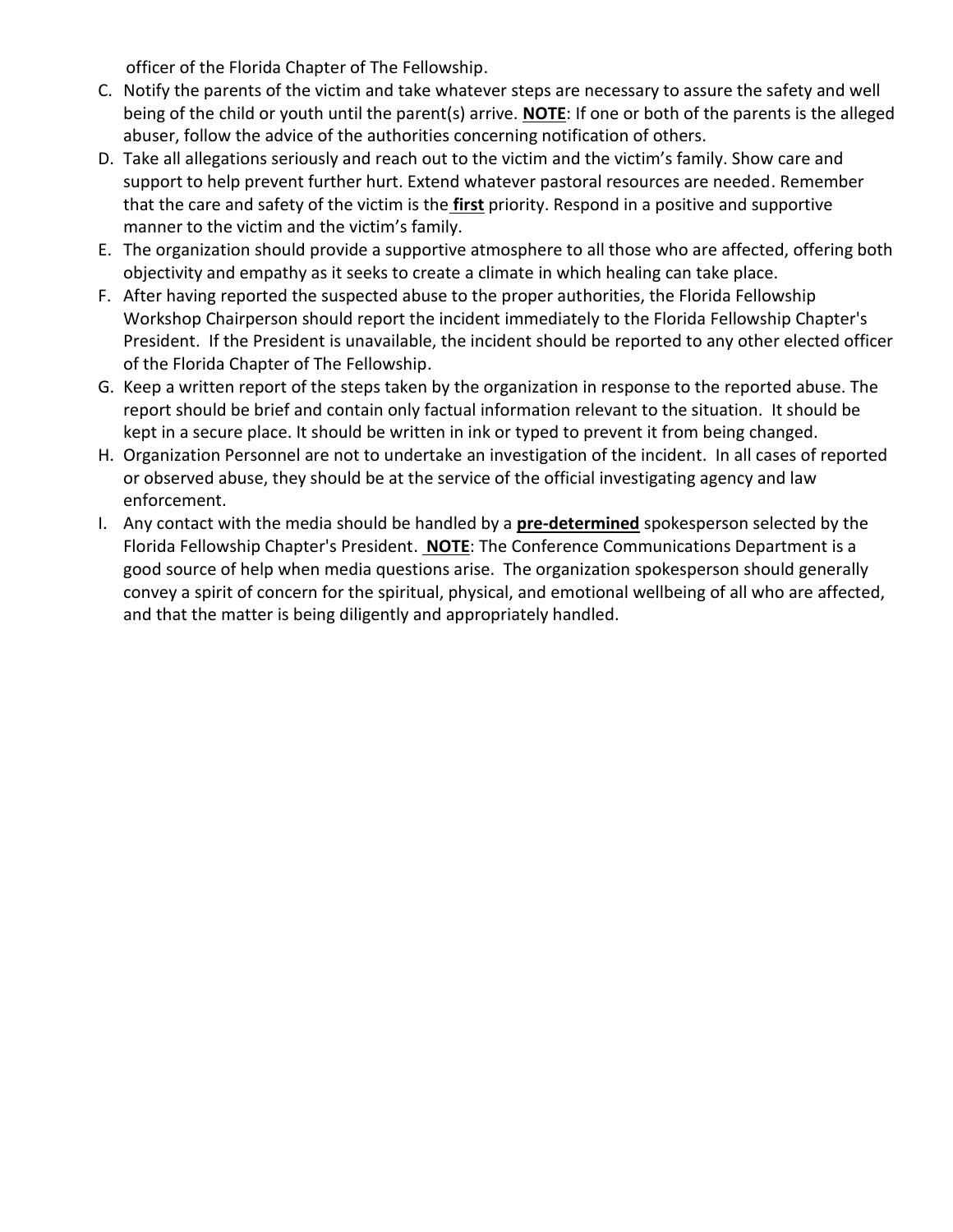officer of the Florida Chapter of The Fellowship.

C. Notify the parents of the victim and take whatever steps are necessary to assure the safety and well being of the child or youth until the parent(s) arrive. **NOTE**: If one or both of the parents is the alleged abuser, follow the advice of the authorities concerning notification of others.
D. Take all allegations seriously and reach out to the victim and the victim's family. Show care and support to help prevent further hurt. Extend whatever pastoral resources are needed. Remember that the care and safety of the victim is the **first** priority. Respond in a positive and supportive manner to the victim and the victim's family.
E. The organization should provide a supportive atmosphere to all those who are affected, offering both objectivity and empathy as it seeks to create a climate in which healing can take place.
F. After having reported the suspected abuse to the proper authorities, the Florida Fellowship Workshop Chairperson should report the incident immediately to the Florida Fellowship Chapter's President. If the President is unavailable, the incident should be reported to any other elected officer of the Florida Chapter of The Fellowship.
G. Keep a written report of the steps taken by the organization in response to the reported abuse. The report should be brief and contain only factual information relevant to the situation. It should be kept in a secure place. It should be written in ink or typed to prevent it from being changed.
H. Organization Personnel are not to undertake an investigation of the incident. In all cases of reported or observed abuse, they should be at the service of the official investigating agency and law enforcement.
I. Any contact with the media should be handled by a **pre-determined** spokesperson selected by the Florida Fellowship Chapter's President. **NOTE**: The Conference Communications Department is a good source of help when media questions arise. The organization spokesperson should generally convey a spirit of concern for the spiritual, physical, and emotional wellbeing of all who are affected, and that the matter is being diligently and appropriately handled.